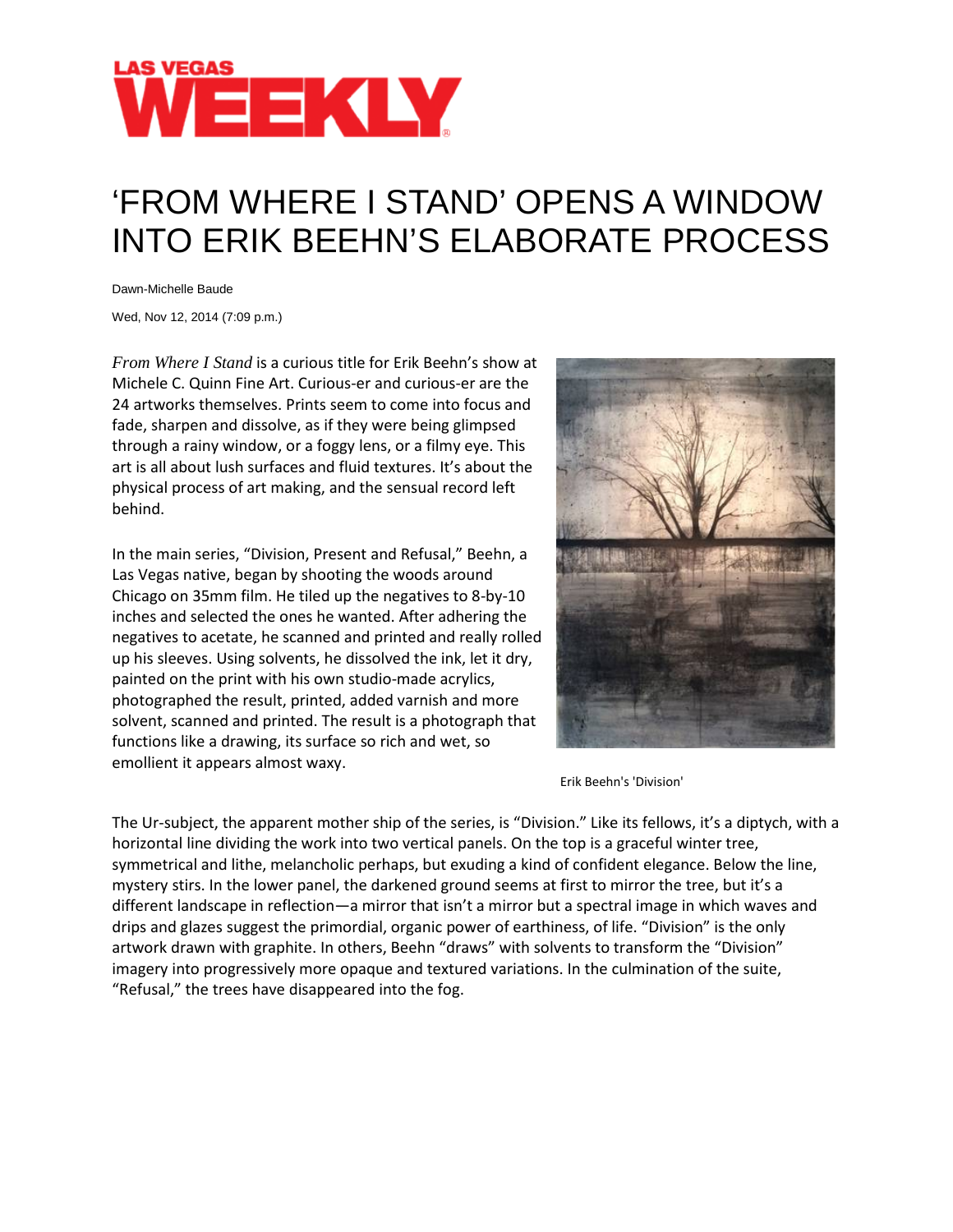LAS VEGAS WEEKLY

# 'FROM WHERE I STAND' OPENS A WINDOW INTO ERIK BEEHN'S ELABORATE PROCESS

Dawn-Michelle Baude

Wed, Nov 12, 2014 (7:09 p.m.)

*From Where I Stand* is a curious title for Erik Beehn's show at Michele C. Quinn Fine Art. Curious-er and curious-er are the 24 artworks themselves. Prints seem to come into focus and fade, sharpen and dissolve, as if they were being glimpsed through a rainy window, or a foggy lens, or a filmy eye. This art is all about lush surfaces and fluid textures. It's about the physical process of art making, and the sensual record left behind.

In the main series, "Division, Present and Refusal," Beehn, a Las Vegas native, began by shooting the woods around Chicago on 35mm film. He tiled up the negatives to 8-by-10 inches and selected the ones he wanted. After adhering the negatives to acetate, he scanned and printed and really rolled up his sleeves. Using solvents, he dissolved the ink, let it dry, painted on the print with his own studio-made acrylics, photographed the result, printed, added varnish and more solvent, scanned and printed. The result is a photograph that functions like a drawing, its surface so rich and wet, so emollient it appears almost waxy.

Erik Beehn's 'Division'

The Ur-subject, the apparent mother ship of the series, is "Division." Like its fellows, it's a diptych, with a horizontal line dividing the work into two vertical panels. On the top is a graceful winter tree, symmetrical and lithe, melancholic perhaps, but exuding a kind of confident elegance. Below the line, mystery stirs. In the lower panel, the darkened ground seems at first to mirror the tree, but it's a different landscape in reflection—a mirror that isn't a mirror but a spectral image in which waves and drips and glazes suggest the primordial, organic power of earthiness, of life. "Division" is the only artwork drawn with graphite. In others, Beehn "draws" with solvents to transform the "Division" imagery into progressively more opaque and textured variations. In the culmination of the suite, "Refusal," the trees have disappeared into the fog.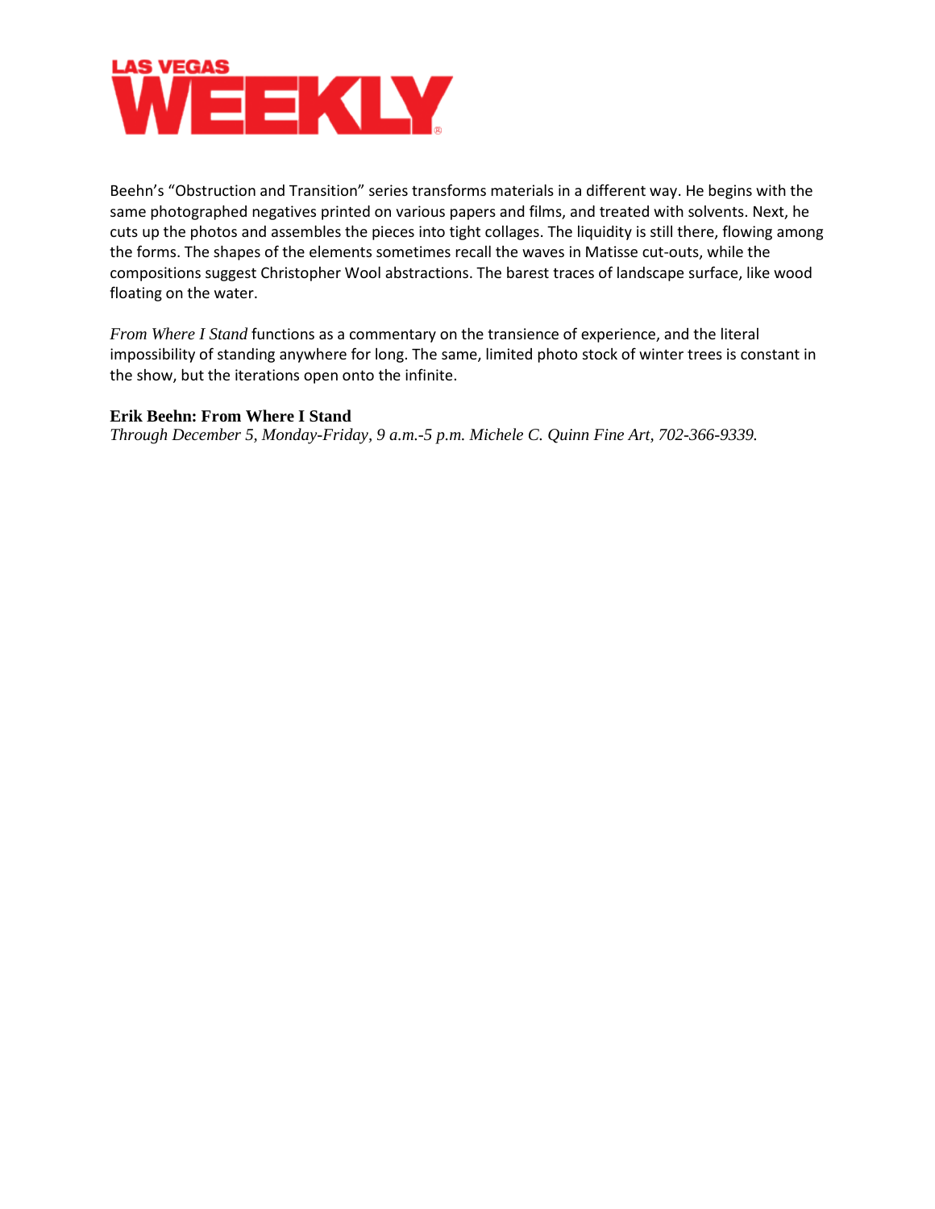**LAS VEGAS WEEKLY**

Beehn's "Obstruction and Transition" series transforms materials in a different way. He begins with the same photographed negatives printed on various papers and films, and treated with solvents. Next, he cuts up the photos and assembles the pieces into tight collages. The liquidity is still there, flowing among the forms. The shapes of the elements sometimes recall the waves in Matisse cut-outs, while the compositions suggest Christopher Wool abstractions. The barest traces of landscape surface, like wood floating on the water.

*From Where I Stand* functions as a commentary on the transience of experience, and the literal impossibility of standing anywhere for long. The same, limited photo stock of winter trees is constant in the show, but the iterations open onto the infinite.

**Erik Beehn: From Where I Stand**
*Through December 5, Monday-Friday, 9 a.m.-5 p.m. Michele C. Quinn Fine Art, 702-366-9339.*